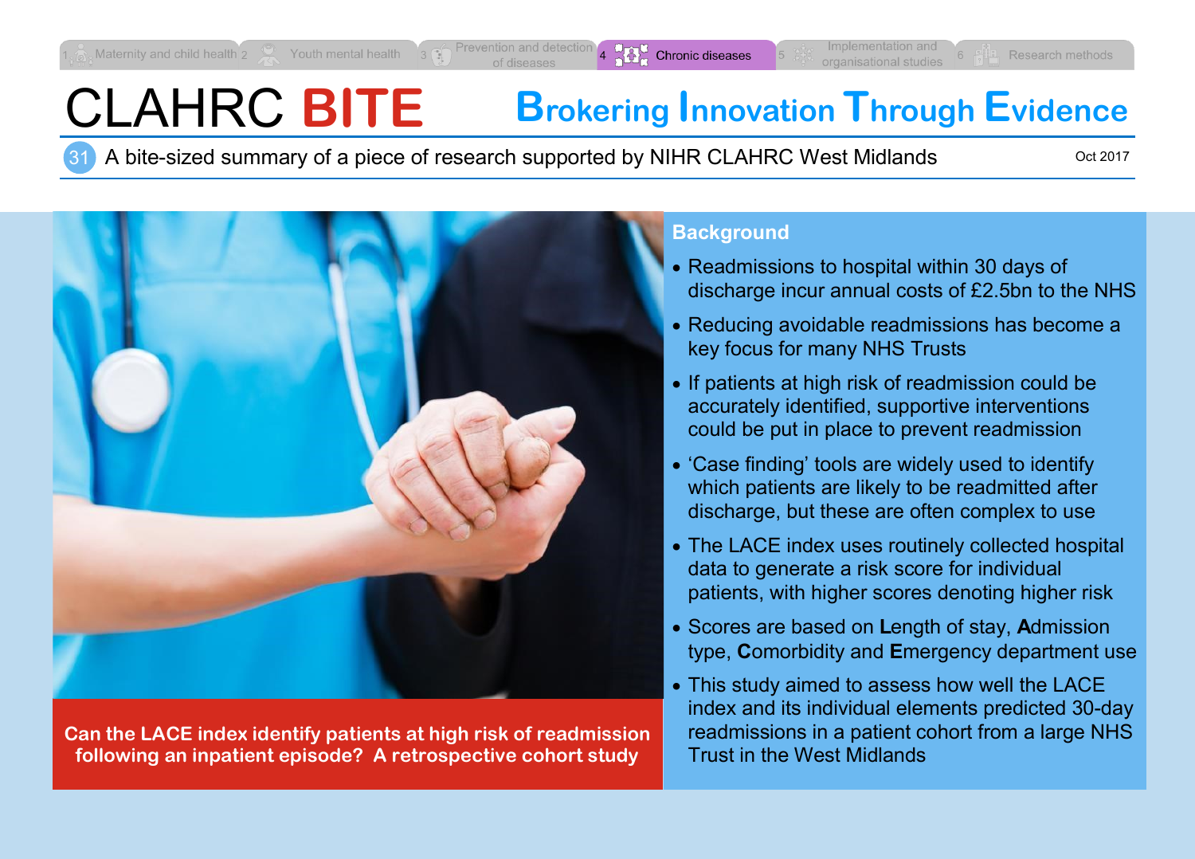1 Maternity and child health | 2 Youth mental health | 3 Prevention and detection of diseases | 4 Chronic diseases | 5 Implementation and organisational studies | 6 Research methods

# CLAHRC **BITE**

## Brokering Innovation Through Evidence

31 A bite-sized summary of a piece of research supported by NIHR CLAHRC West Midlands

Oct 2017

**Can the LACE index identify patients at high risk of readmission following an inpatient episode? A retrospective cohort study**

## Background

- Readmissions to hospital within 30 days of discharge incur annual costs of £2.5bn to the NHS
- Reducing avoidable readmissions has become a key focus for many NHS Trusts
- If patients at high risk of readmission could be accurately identified, supportive interventions could be put in place to prevent readmission
- 'Case finding' tools are widely used to identify which patients are likely to be readmitted after discharge, but these are often complex to use
- The LACE index uses routinely collected hospital data to generate a risk score for individual patients, with higher scores denoting higher risk
- Scores are based on **L**ength of stay, **A**dmission type, **C**omorbidity and **E**mergency department use
- This study aimed to assess how well the LACE index and its individual elements predicted 30-day readmissions in a patient cohort from a large NHS Trust in the West Midlands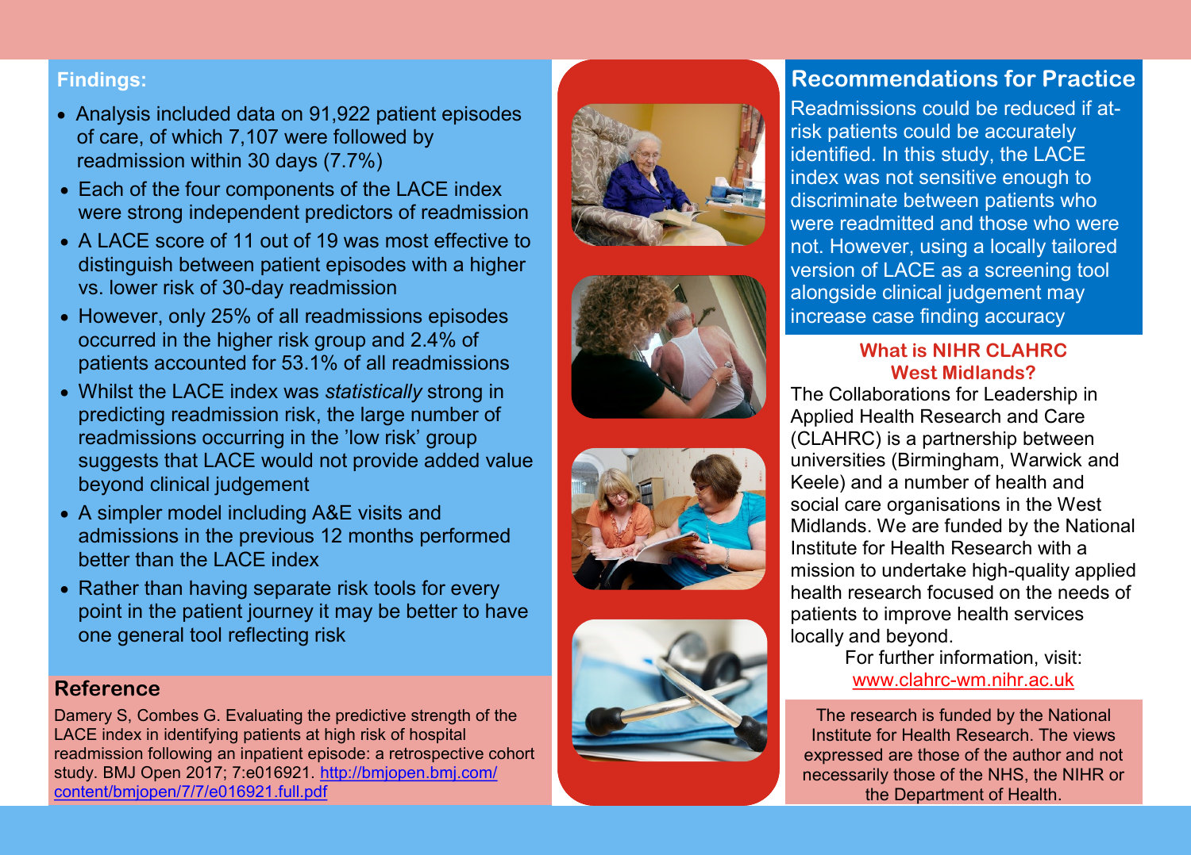### Findings:

- Analysis included data on 91,922 patient episodes of care, of which 7,107 were followed by readmission within 30 days (7.7%)
- Each of the four components of the LACE index were strong independent predictors of readmission
- A LACE score of 11 out of 19 was most effective to distinguish between patient episodes with a higher vs. lower risk of 30-day readmission
- However, only 25% of all readmissions episodes occurred in the higher risk group and 2.4% of patients accounted for 53.1% of all readmissions
- Whilst the LACE index was *statistically* strong in predicting readmission risk, the large number of readmissions occurring in the 'low risk' group suggests that LACE would not provide added value beyond clinical judgement
- A simpler model including A&E visits and admissions in the previous 12 months performed better than the LACE index
- Rather than having separate risk tools for every point in the patient journey it may be better to have one general tool reflecting risk

## Reference

Damery S, Combes G. Evaluating the predictive strength of the LACE index in identifying patients at high risk of hospital readmission following an inpatient episode: a retrospective cohort study. BMJ Open 2017; 7:e016921. http://bmjopen.bmj.com/content/bmjopen/7/7/e016921.full.pdf

## Recommendations for Practice

Readmissions could be reduced if at-risk patients could be accurately identified. In this study, the LACE index was not sensitive enough to discriminate between patients who were readmitted and those who were not. However, using a locally tailored version of LACE as a screening tool alongside clinical judgement may increase case finding accuracy

### What is NIHR CLAHRC West Midlands?

The Collaborations for Leadership in Applied Health Research and Care (CLAHRC) is a partnership between universities (Birmingham, Warwick and Keele) and a number of health and social care organisations in the West Midlands. We are funded by the National Institute for Health Research with a mission to undertake high-quality applied health research focused on the needs of patients to improve health services locally and beyond.

For further information, visit: www.clahrc-wm.nihr.ac.uk

The research is funded by the National Institute for Health Research. The views expressed are those of the author and not necessarily those of the NHS, the NIHR or the Department of Health.